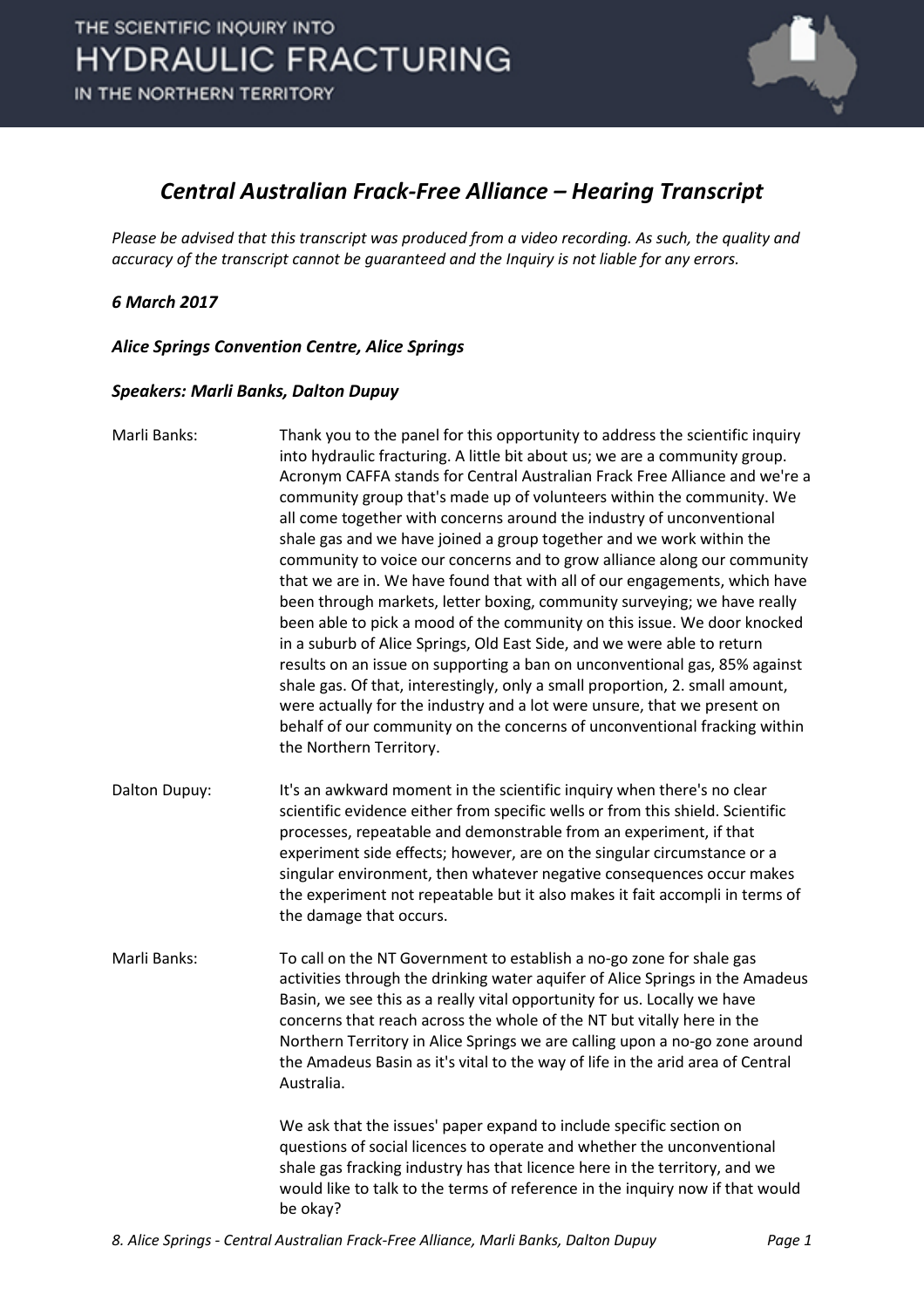# *Central Australian Frack-Free Alliance – Hearing Transcript*

*Please be advised that this transcript was produced from a video recording. As such, the quality and accuracy of the transcript cannot be guaranteed and the Inquiry is not liable for any errors.*

***6 March 2017***

***Alice Springs Convention Centre, Alice Springs***

***Speakers: Marli Banks, Dalton Dupuy***

Marli Banks: Thank you to the panel for this opportunity to address the scientific inquiry into hydraulic fracturing. A little bit about us; we are a community group. Acronym CAFFA stands for Central Australian Frack Free Alliance and we're a community group that's made up of volunteers within the community. We all come together with concerns around the industry of unconventional shale gas and we have joined a group together and we work within the community to voice our concerns and to grow alliance along our community that we are in. We have found that with all of our engagements, which have been through markets, letter boxing, community surveying; we have really been able to pick a mood of the community on this issue. We door knocked in a suburb of Alice Springs, Old East Side, and we were able to return results on an issue on supporting a ban on unconventional gas, 85% against shale gas. Of that, interestingly, only a small proportion, 2. small amount, were actually for the industry and a lot were unsure, that we present on behalf of our community on the concerns of unconventional fracking within the Northern Territory.

Dalton Dupuy: It's an awkward moment in the scientific inquiry when there's no clear scientific evidence either from specific wells or from this shield. Scientific processes, repeatable and demonstrable from an experiment, if that experiment side effects; however, are on the singular circumstance or a singular environment, then whatever negative consequences occur makes the experiment not repeatable but it also makes it fait accompli in terms of the damage that occurs.

Marli Banks: To call on the NT Government to establish a no-go zone for shale gas activities through the drinking water aquifer of Alice Springs in the Amadeus Basin, we see this as a really vital opportunity for us. Locally we have concerns that reach across the whole of the NT but vitally here in the Northern Territory in Alice Springs we are calling upon a no-go zone around the Amadeus Basin as it's vital to the way of life in the arid area of Central Australia.

We ask that the issues' paper expand to include specific section on questions of social licences to operate and whether the unconventional shale gas fracking industry has that licence here in the territory, and we would like to talk to the terms of reference in the inquiry now if that would be okay?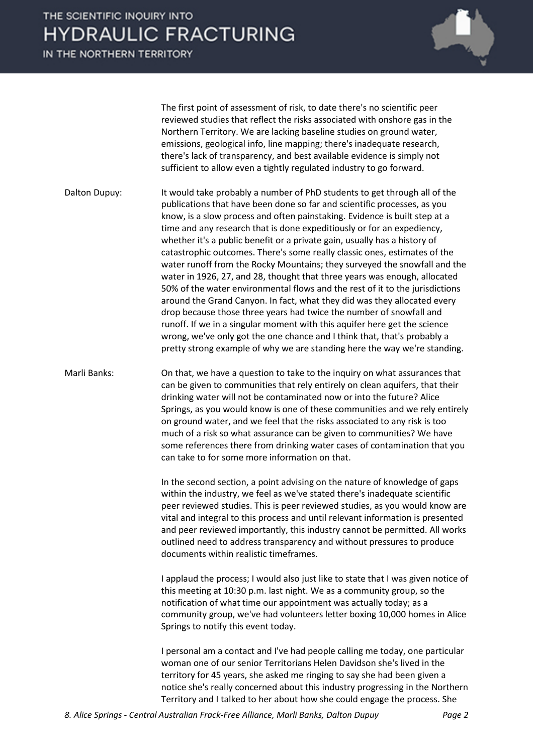The first point of assessment of risk, to date there's no scientific peer reviewed studies that reflect the risks associated with onshore gas in the Northern Territory. We are lacking baseline studies on ground water, emissions, geological info, line mapping; there's inadequate research, there's lack of transparency, and best available evidence is simply not sufficient to allow even a tightly regulated industry to go forward.

Dalton Dupuy: It would take probably a number of PhD students to get through all of the publications that have been done so far and scientific processes, as you know, is a slow process and often painstaking. Evidence is built step at a time and any research that is done expeditiously or for an expediency, whether it's a public benefit or a private gain, usually has a history of catastrophic outcomes. There's some really classic ones, estimates of the water runoff from the Rocky Mountains; they surveyed the snowfall and the water in 1926, 27, and 28, thought that three years was enough, allocated 50% of the water environmental flows and the rest of it to the jurisdictions around the Grand Canyon. In fact, what they did was they allocated every drop because those three years had twice the number of snowfall and runoff. If we in a singular moment with this aquifer here get the science wrong, we've only got the one chance and I think that, that's probably a pretty strong example of why we are standing here the way we're standing.

Marli Banks: On that, we have a question to take to the inquiry on what assurances that can be given to communities that rely entirely on clean aquifers, that their drinking water will not be contaminated now or into the future? Alice Springs, as you would know is one of these communities and we rely entirely on ground water, and we feel that the risks associated to any risk is too much of a risk so what assurance can be given to communities? We have some references there from drinking water cases of contamination that you can take to for some more information on that.

In the second section, a point advising on the nature of knowledge of gaps within the industry, we feel as we've stated there's inadequate scientific peer reviewed studies. This is peer reviewed studies, as you would know are vital and integral to this process and until relevant information is presented and peer reviewed importantly, this industry cannot be permitted. All works outlined need to address transparency and without pressures to produce documents within realistic timeframes.

I applaud the process; I would also just like to state that I was given notice of this meeting at 10:30 p.m. last night. We as a community group, so the notification of what time our appointment was actually today; as a community group, we've had volunteers letter boxing 10,000 homes in Alice Springs to notify this event today.

I personal am a contact and I've had people calling me today, one particular woman one of our senior Territorians Helen Davidson she's lived in the territory for 45 years, she asked me ringing to say she had been given a notice she's really concerned about this industry progressing in the Northern Territory and I talked to her about how she could engage the process. She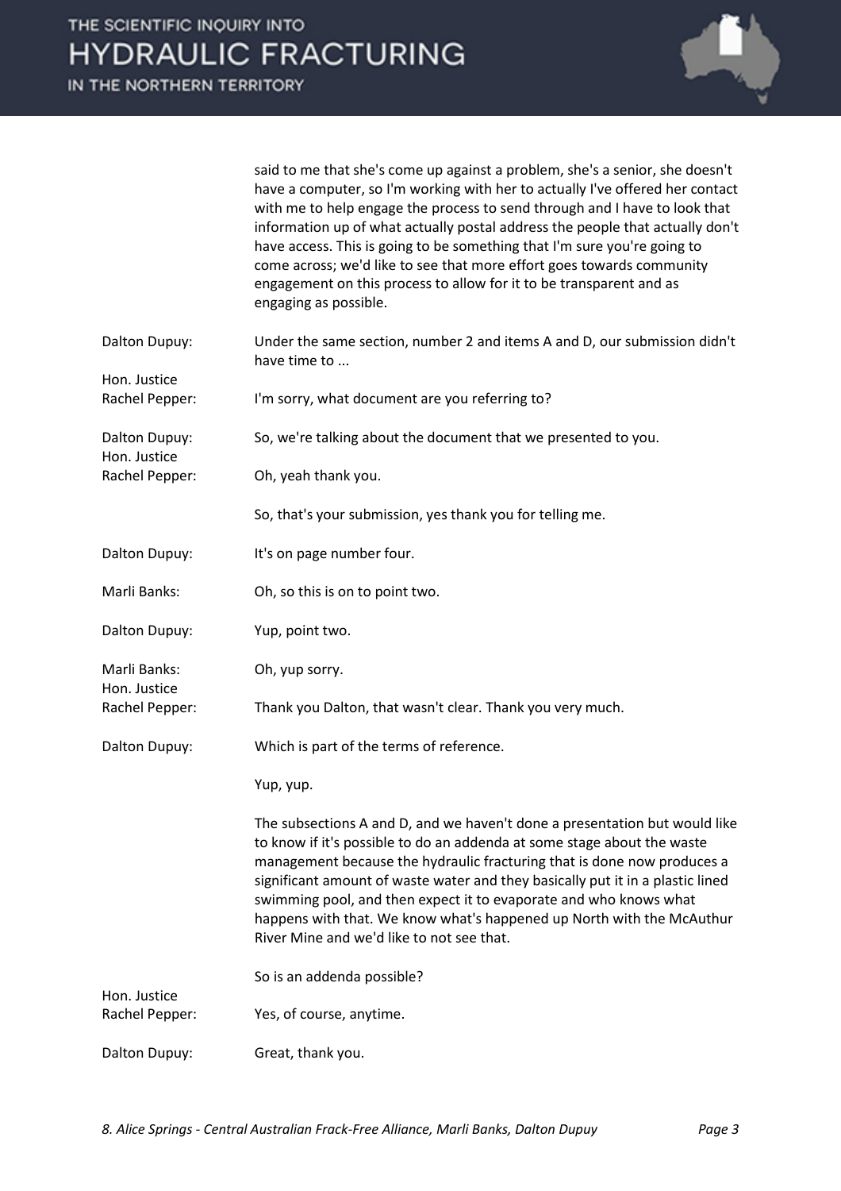said to me that she's come up against a problem, she's a senior, she doesn't have a computer, so I'm working with her to actually I've offered her contact with me to help engage the process to send through and I have to look that information up of what actually postal address the people that actually don't have access. This is going to be something that I'm sure you're going to come across; we'd like to see that more effort goes towards community engagement on this process to allow for it to be transparent and as engaging as possible.

Dalton Dupuy: Under the same section, number 2 and items A and D, our submission didn't have time to ...

Hon. Justice Rachel Pepper: I'm sorry, what document are you referring to?

Dalton Dupuy: So, we're talking about the document that we presented to you.

Hon. Justice Rachel Pepper: Oh, yeah thank you.

So, that's your submission, yes thank you for telling me.

Dalton Dupuy: It's on page number four.

Marli Banks: Oh, so this is on to point two.

Dalton Dupuy: Yup, point two.

Marli Banks: Oh, yup sorry.

Hon. Justice Rachel Pepper: Thank you Dalton, that wasn't clear. Thank you very much.

Dalton Dupuy: Which is part of the terms of reference.

Yup, yup.

The subsections A and D, and we haven't done a presentation but would like to know if it's possible to do an addenda at some stage about the waste management because the hydraulic fracturing that is done now produces a significant amount of waste water and they basically put it in a plastic lined swimming pool, and then expect it to evaporate and who knows what happens with that. We know what's happened up North with the McAuthur River Mine and we'd like to not see that.

So is an addenda possible?

Hon. Justice Rachel Pepper: Yes, of course, anytime.

Dalton Dupuy: Great, thank you.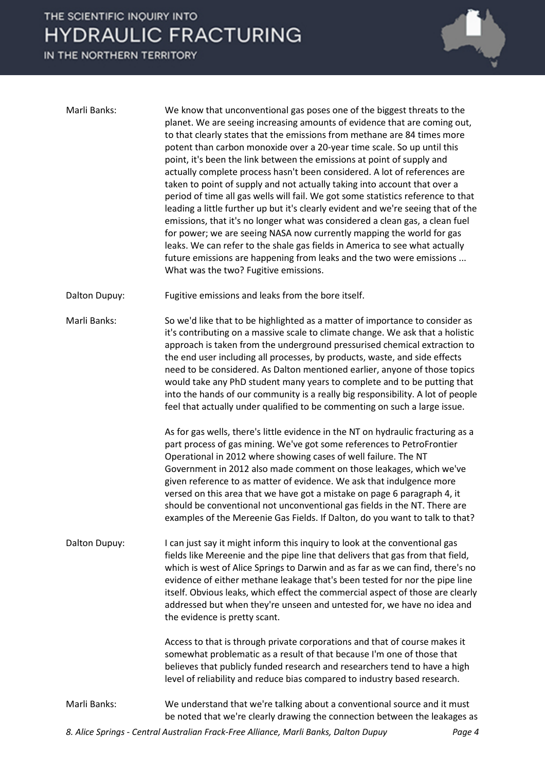Marli Banks: We know that unconventional gas poses one of the biggest threats to the planet. We are seeing increasing amounts of evidence that are coming out, to that clearly states that the emissions from methane are 84 times more potent than carbon monoxide over a 20-year time scale. So up until this point, it's been the link between the emissions at point of supply and actually complete process hasn't been considered. A lot of references are taken to point of supply and not actually taking into account that over a period of time all gas wells will fail. We got some statistics reference to that leading a little further up but it's clearly evident and we're seeing that of the emissions, that it's no longer what was considered a clean gas, a clean fuel for power; we are seeing NASA now currently mapping the world for gas leaks. We can refer to the shale gas fields in America to see what actually future emissions are happening from leaks and the two were emissions ... What was the two? Fugitive emissions.

Dalton Dupuy: Fugitive emissions and leaks from the bore itself.

Marli Banks: So we'd like that to be highlighted as a matter of importance to consider as it's contributing on a massive scale to climate change. We ask that a holistic approach is taken from the underground pressurised chemical extraction to the end user including all processes, by products, waste, and side effects need to be considered. As Dalton mentioned earlier, anyone of those topics would take any PhD student many years to complete and to be putting that into the hands of our community is a really big responsibility. A lot of people feel that actually under qualified to be commenting on such a large issue.

As for gas wells, there's little evidence in the NT on hydraulic fracturing as a part process of gas mining. We've got some references to PetroFrontier Operational in 2012 where showing cases of well failure. The NT Government in 2012 also made comment on those leakages, which we've given reference to as matter of evidence. We ask that indulgence more versed on this area that we have got a mistake on page 6 paragraph 4, it should be conventional not unconventional gas fields in the NT. There are examples of the Mereenie Gas Fields. If Dalton, do you want to talk to that?

Dalton Dupuy: I can just say it might inform this inquiry to look at the conventional gas fields like Mereenie and the pipe line that delivers that gas from that field, which is west of Alice Springs to Darwin and as far as we can find, there's no evidence of either methane leakage that's been tested for nor the pipe line itself. Obvious leaks, which effect the commercial aspect of those are clearly addressed but when they're unseen and untested for, we have no idea and the evidence is pretty scant.

Access to that is through private corporations and that of course makes it somewhat problematic as a result of that because I'm one of those that believes that publicly funded research and researchers tend to have a high level of reliability and reduce bias compared to industry based research.

Marli Banks: We understand that we're talking about a conventional source and it must be noted that we're clearly drawing the connection between the leakages as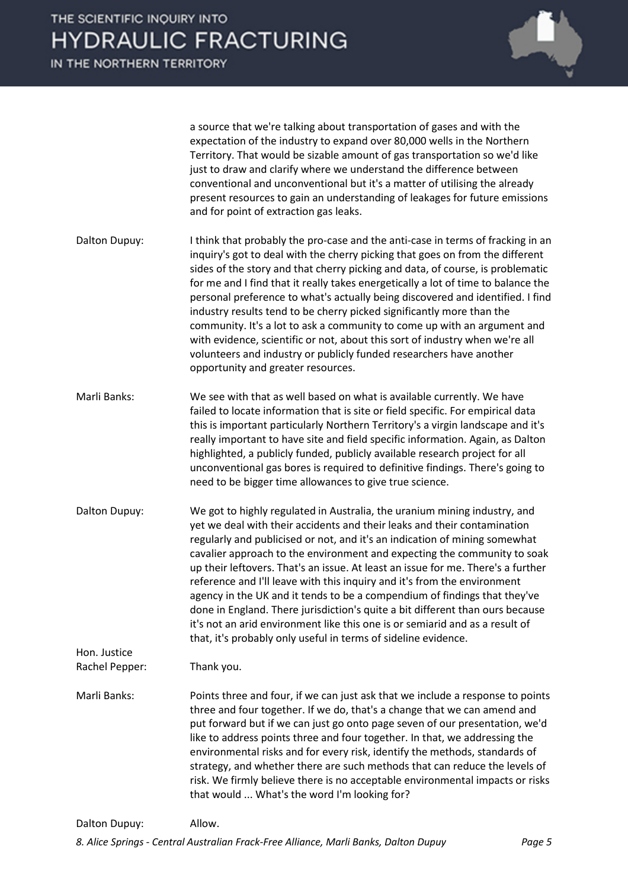a source that we're talking about transportation of gases and with the expectation of the industry to expand over 80,000 wells in the Northern Territory. That would be sizable amount of gas transportation so we'd like just to draw and clarify where we understand the difference between conventional and unconventional but it's a matter of utilising the already present resources to gain an understanding of leakages for future emissions and for point of extraction gas leaks.

**Dalton Dupuy:** I think that probably the pro-case and the anti-case in terms of fracking in an inquiry's got to deal with the cherry picking that goes on from the different sides of the story and that cherry picking and data, of course, is problematic for me and I find that it really takes energetically a lot of time to balance the personal preference to what's actually being discovered and identified. I find industry results tend to be cherry picked significantly more than the community. It's a lot to ask a community to come up with an argument and with evidence, scientific or not, about this sort of industry when we're all volunteers and industry or publicly funded researchers have another opportunity and greater resources.

**Marli Banks:** We see with that as well based on what is available currently. We have failed to locate information that is site or field specific. For empirical data this is important particularly Northern Territory's a virgin landscape and it's really important to have site and field specific information. Again, as Dalton highlighted, a publicly funded, publicly available research project for all unconventional gas bores is required to definitive findings. There's going to need to be bigger time allowances to give true science.

**Dalton Dupuy:** We got to highly regulated in Australia, the uranium mining industry, and yet we deal with their accidents and their leaks and their contamination regularly and publicised or not, and it's an indication of mining somewhat cavalier approach to the environment and expecting the community to soak up their leftovers. That's an issue. At least an issue for me. There's a further reference and I'll leave with this inquiry and it's from the environment agency in the UK and it tends to be a compendium of findings that they've done in England. There jurisdiction's quite a bit different than ours because it's not an arid environment like this one is or semiarid and as a result of that, it's probably only useful in terms of sideline evidence.

**Hon. Justice Rachel Pepper:** Thank you.

**Marli Banks:** Points three and four, if we can just ask that we include a response to points three and four together. If we do, that's a change that we can amend and put forward but if we can just go onto page seven of our presentation, we'd like to address points three and four together. In that, we addressing the environmental risks and for every risk, identify the methods, standards of strategy, and whether there are such methods that can reduce the levels of risk. We firmly believe there is no acceptable environmental impacts or risks that would ... What's the word I'm looking for?

**Dalton Dupuy:** Allow.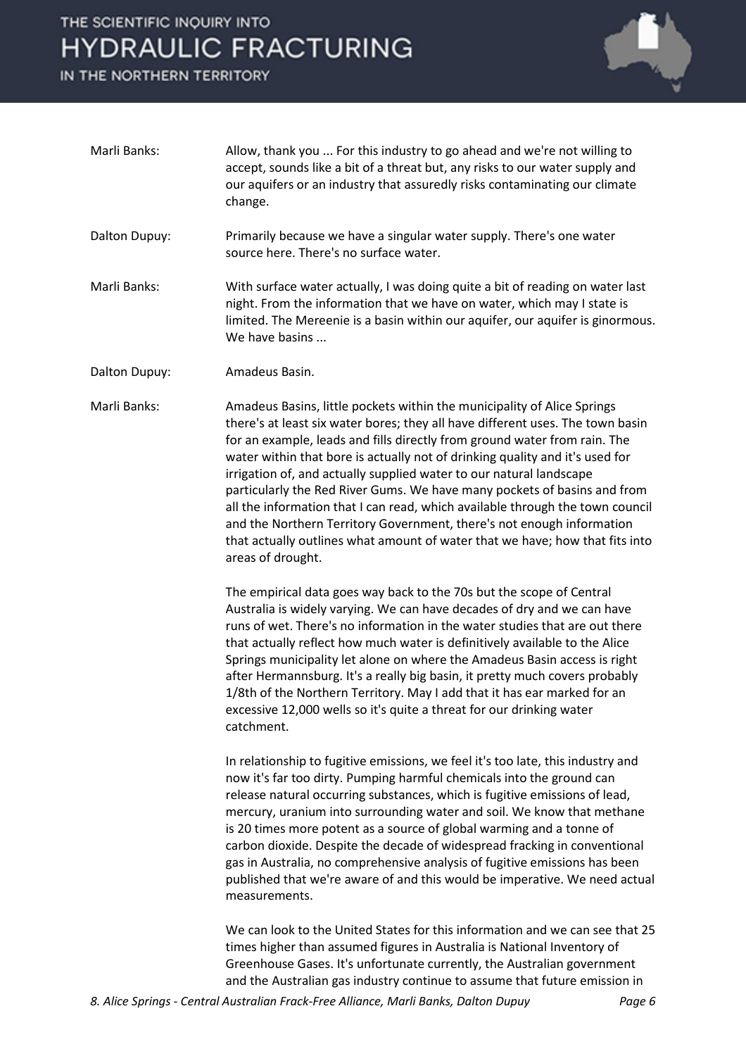Marli Banks: Allow, thank you ... For this industry to go ahead and we're not willing to accept, sounds like a bit of a threat but, any risks to our water supply and our aquifers or an industry that assuredly risks contaminating our climate change.

Dalton Dupuy: Primarily because we have a singular water supply. There's one water source here. There's no surface water.

Marli Banks: With surface water actually, I was doing quite a bit of reading on water last night. From the information that we have on water, which may I state is limited. The Mereenie is a basin within our aquifer, our aquifer is ginormous. We have basins ...

Dalton Dupuy: Amadeus Basin.

Marli Banks: Amadeus Basins, little pockets within the municipality of Alice Springs there's at least six water bores; they all have different uses. The town basin for an example, leads and fills directly from ground water from rain. The water within that bore is actually not of drinking quality and it's used for irrigation of, and actually supplied water to our natural landscape particularly the Red River Gums. We have many pockets of basins and from all the information that I can read, which available through the town council and the Northern Territory Government, there's not enough information that actually outlines what amount of water that we have; how that fits into areas of drought.

The empirical data goes way back to the 70s but the scope of Central Australia is widely varying. We can have decades of dry and we can have runs of wet. There's no information in the water studies that are out there that actually reflect how much water is definitively available to the Alice Springs municipality let alone on where the Amadeus Basin access is right after Hermannsburg. It's a really big basin, it pretty much covers probably 1/8th of the Northern Territory. May I add that it has ear marked for an excessive 12,000 wells so it's quite a threat for our drinking water catchment.

In relationship to fugitive emissions, we feel it's too late, this industry and now it's far too dirty. Pumping harmful chemicals into the ground can release natural occurring substances, which is fugitive emissions of lead, mercury, uranium into surrounding water and soil. We know that methane is 20 times more potent as a source of global warming and a tonne of carbon dioxide. Despite the decade of widespread fracking in conventional gas in Australia, no comprehensive analysis of fugitive emissions has been published that we're aware of and this would be imperative. We need actual measurements.

We can look to the United States for this information and we can see that 25 times higher than assumed figures in Australia is National Inventory of Greenhouse Gases. It's unfortunate currently, the Australian government and the Australian gas industry continue to assume that future emission in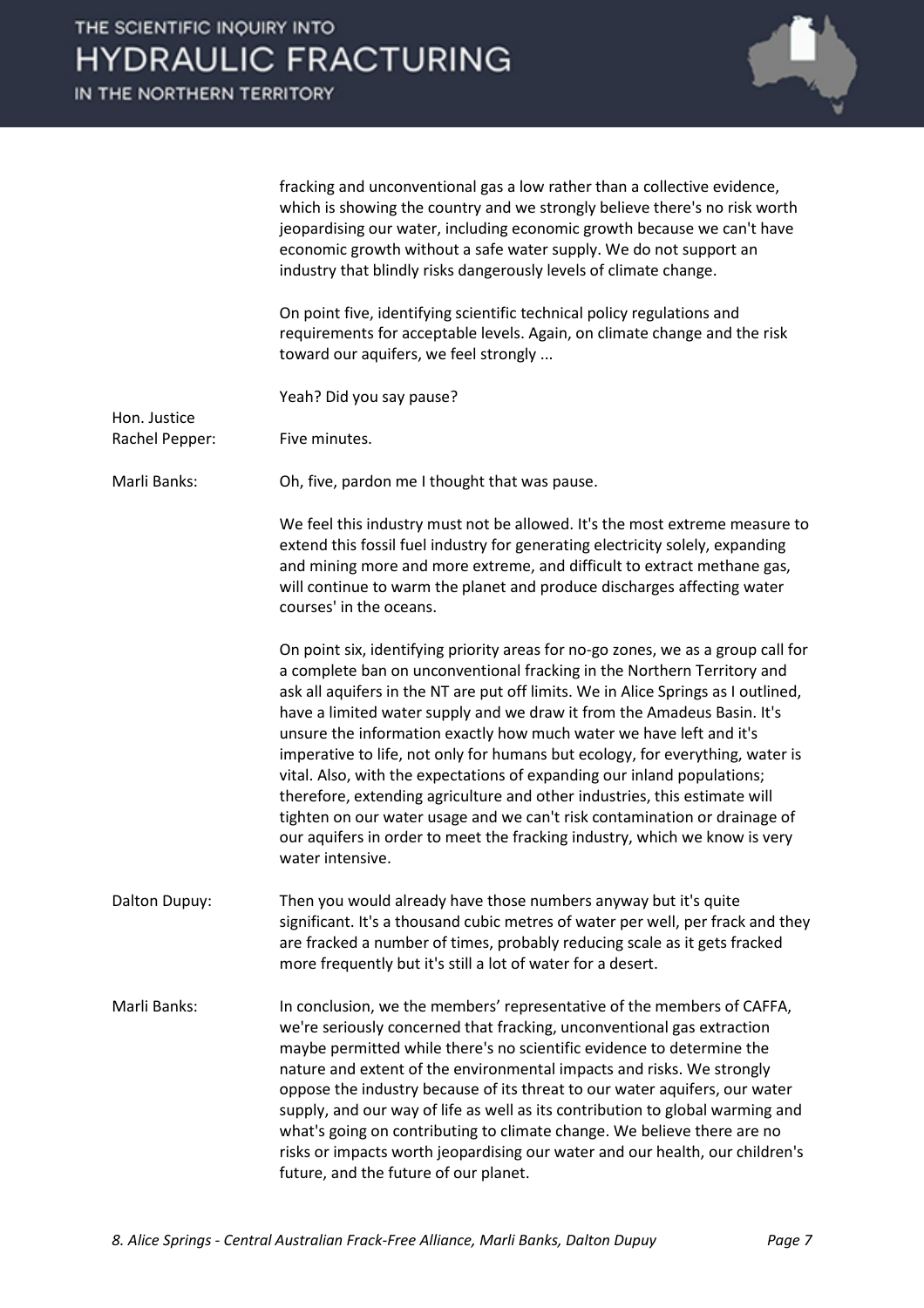fracking and unconventional gas a low rather than a collective evidence, which is showing the country and we strongly believe there's no risk worth jeopardising our water, including economic growth because we can't have economic growth without a safe water supply. We do not support an industry that blindly risks dangerously levels of climate change.

On point five, identifying scientific technical policy regulations and requirements for acceptable levels. Again, on climate change and the risk toward our aquifers, we feel strongly ...

Yeah? Did you say pause?

**Hon. Justice Rachel Pepper:** Five minutes.

**Marli Banks:** Oh, five, pardon me I thought that was pause.

We feel this industry must not be allowed. It's the most extreme measure to extend this fossil fuel industry for generating electricity solely, expanding and mining more and more extreme, and difficult to extract methane gas, will continue to warm the planet and produce discharges affecting water courses' in the oceans.

On point six, identifying priority areas for no-go zones, we as a group call for a complete ban on unconventional fracking in the Northern Territory and ask all aquifers in the NT are put off limits. We in Alice Springs as I outlined, have a limited water supply and we draw it from the Amadeus Basin. It's unsure the information exactly how much water we have left and it's imperative to life, not only for humans but ecology, for everything, water is vital. Also, with the expectations of expanding our inland populations; therefore, extending agriculture and other industries, this estimate will tighten on our water usage and we can't risk contamination or drainage of our aquifers in order to meet the fracking industry, which we know is very water intensive.

**Dalton Dupuy:** Then you would already have those numbers anyway but it's quite significant. It's a thousand cubic metres of water per well, per frack and they are fracked a number of times, probably reducing scale as it gets fracked more frequently but it's still a lot of water for a desert.

**Marli Banks:** In conclusion, we the members' representative of the members of CAFFA, we're seriously concerned that fracking, unconventional gas extraction maybe permitted while there's no scientific evidence to determine the nature and extent of the environmental impacts and risks. We strongly oppose the industry because of its threat to our water aquifers, our water supply, and our way of life as well as its contribution to global warming and what's going on contributing to climate change. We believe there are no risks or impacts worth jeopardising our water and our health, our children's future, and the future of our planet.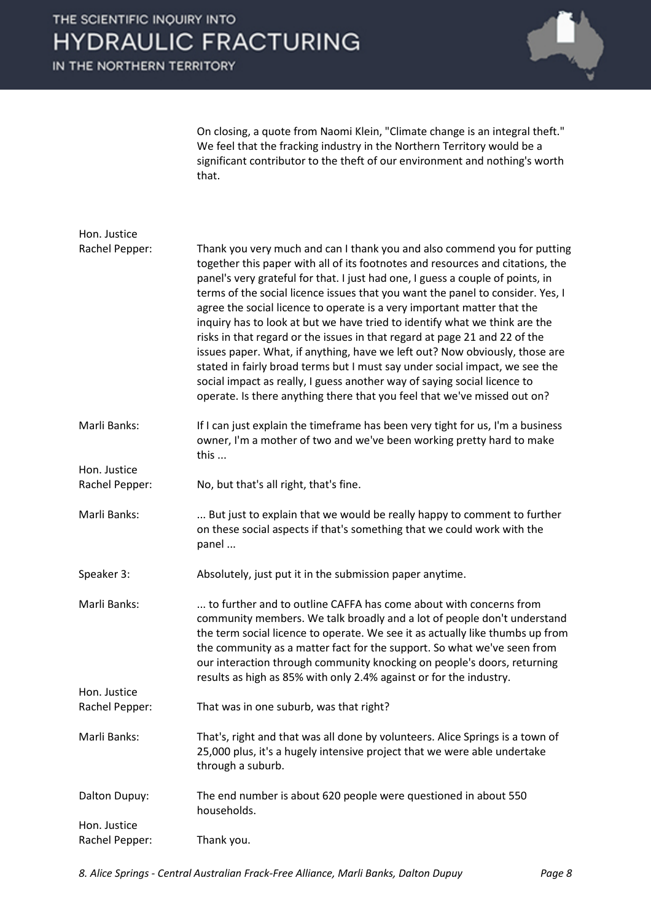On closing, a quote from Naomi Klein, "Climate change is an integral theft." We feel that the fracking industry in the Northern Territory would be a significant contributor to the theft of our environment and nothing's worth that.

**Hon. Justice Rachel Pepper:** Thank you very much and can I thank you and also commend you for putting together this paper with all of its footnotes and resources and citations, the panel's very grateful for that. I just had one, I guess a couple of points, in terms of the social licence issues that you want the panel to consider. Yes, I agree the social licence to operate is a very important matter that the inquiry has to look at but we have tried to identify what we think are the risks in that regard or the issues in that regard at page 21 and 22 of the issues paper. What, if anything, have we left out? Now obviously, those are stated in fairly broad terms but I must say under social impact, we see the social impact as really, I guess another way of saying social licence to operate. Is there anything there that you feel that we've missed out on?

**Marli Banks:** If I can just explain the timeframe has been very tight for us, I'm a business owner, I'm a mother of two and we've been working pretty hard to make this ...

**Hon. Justice Rachel Pepper:** No, but that's all right, that's fine.

**Marli Banks:** ... But just to explain that we would be really happy to comment to further on these social aspects if that's something that we could work with the panel ...

**Speaker 3:** Absolutely, just put it in the submission paper anytime.

**Marli Banks:** ... to further and to outline CAFFA has come about with concerns from community members. We talk broadly and a lot of people don't understand the term social licence to operate. We see it as actually like thumbs up from the community as a matter fact for the support. So what we've seen from our interaction through community knocking on people's doors, returning results as high as 85% with only 2.4% against or for the industry.

**Hon. Justice Rachel Pepper:** That was in one suburb, was that right?

**Marli Banks:** That's, right and that was all done by volunteers. Alice Springs is a town of 25,000 plus, it's a hugely intensive project that we were able undertake through a suburb.

**Dalton Dupuy:** The end number is about 620 people were questioned in about 550 households.

**Hon. Justice Rachel Pepper:** Thank you.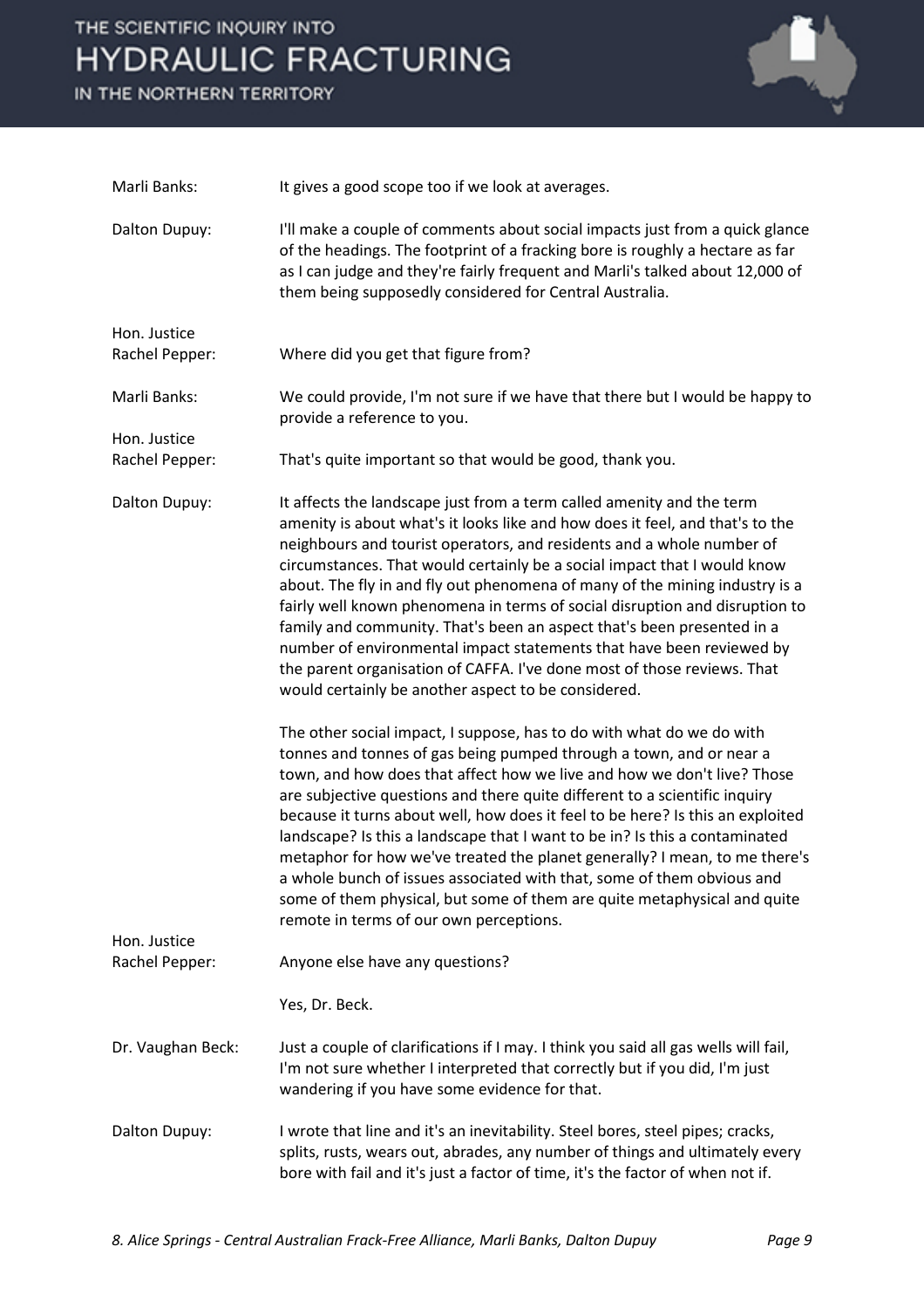Marli Banks: It gives a good scope too if we look at averages.

Dalton Dupuy: I'll make a couple of comments about social impacts just from a quick glance of the headings. The footprint of a fracking bore is roughly a hectare as far as I can judge and they're fairly frequent and Marli's talked about 12,000 of them being supposedly considered for Central Australia.

Hon. Justice Rachel Pepper: Where did you get that figure from?

Marli Banks: We could provide, I'm not sure if we have that there but I would be happy to provide a reference to you.

Hon. Justice Rachel Pepper: That's quite important so that would be good, thank you.

Dalton Dupuy: It affects the landscape just from a term called amenity and the term amenity is about what's it looks like and how does it feel, and that's to the neighbours and tourist operators, and residents and a whole number of circumstances. That would certainly be a social impact that I would know about. The fly in and fly out phenomena of many of the mining industry is a fairly well known phenomena in terms of social disruption and disruption to family and community. That's been an aspect that's been presented in a number of environmental impact statements that have been reviewed by the parent organisation of CAFFA. I've done most of those reviews. That would certainly be another aspect to be considered.

The other social impact, I suppose, has to do with what do we do with tonnes and tonnes of gas being pumped through a town, and or near a town, and how does that affect how we live and how we don't live? Those are subjective questions and there quite different to a scientific inquiry because it turns about well, how does it feel to be here? Is this an exploited landscape? Is this a landscape that I want to be in? Is this a contaminated metaphor for how we've treated the planet generally? I mean, to me there's a whole bunch of issues associated with that, some of them obvious and some of them physical, but some of them are quite metaphysical and quite remote in terms of our own perceptions.

Hon. Justice Rachel Pepper: Anyone else have any questions?

Yes, Dr. Beck.

Dr. Vaughan Beck: Just a couple of clarifications if I may. I think you said all gas wells will fail, I'm not sure whether I interpreted that correctly but if you did, I'm just wandering if you have some evidence for that.

Dalton Dupuy: I wrote that line and it's an inevitability. Steel bores, steel pipes; cracks, splits, rusts, wears out, abrades, any number of things and ultimately every bore with fail and it's just a factor of time, it's the factor of when not if.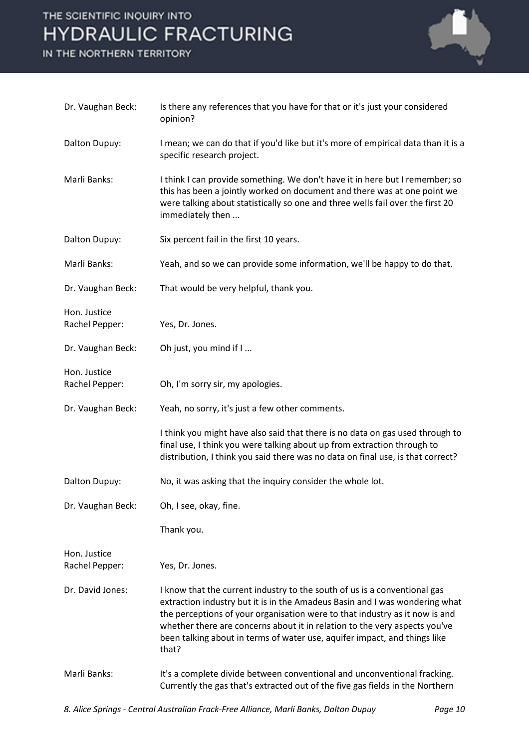Dr. Vaughan Beck: Is there any references that you have for that or it's just your considered opinion?

Dalton Dupuy: I mean; we can do that if you'd like but it's more of empirical data than it is a specific research project.

Marli Banks: I think I can provide something. We don't have it in here but I remember; so this has been a jointly worked on document and there was at one point we were talking about statistically so one and three wells fail over the first 20 immediately then ...

Dalton Dupuy: Six percent fail in the first 10 years.

Marli Banks: Yeah, and so we can provide some information, we'll be happy to do that.

Dr. Vaughan Beck: That would be very helpful, thank you.

Hon. Justice Rachel Pepper: Yes, Dr. Jones.

Dr. Vaughan Beck: Oh just, you mind if I ...

Hon. Justice Rachel Pepper: Oh, I'm sorry sir, my apologies.

Dr. Vaughan Beck: Yeah, no sorry, it's just a few other comments.

I think you might have also said that there is no data on gas used through to final use, I think you were talking about up from extraction through to distribution, I think you said there was no data on final use, is that correct?

Dalton Dupuy: No, it was asking that the inquiry consider the whole lot.

Dr. Vaughan Beck: Oh, I see, okay, fine.

Thank you.

Hon. Justice Rachel Pepper: Yes, Dr. Jones.

Dr. David Jones: I know that the current industry to the south of us is a conventional gas extraction industry but it is in the Amadeus Basin and I was wondering what the perceptions of your organisation were to that industry as it now is and whether there are concerns about it in relation to the very aspects you've been talking about in terms of water use, aquifer impact, and things like that?

Marli Banks: It's a complete divide between conventional and unconventional fracking. Currently the gas that's extracted out of the five gas fields in the Northern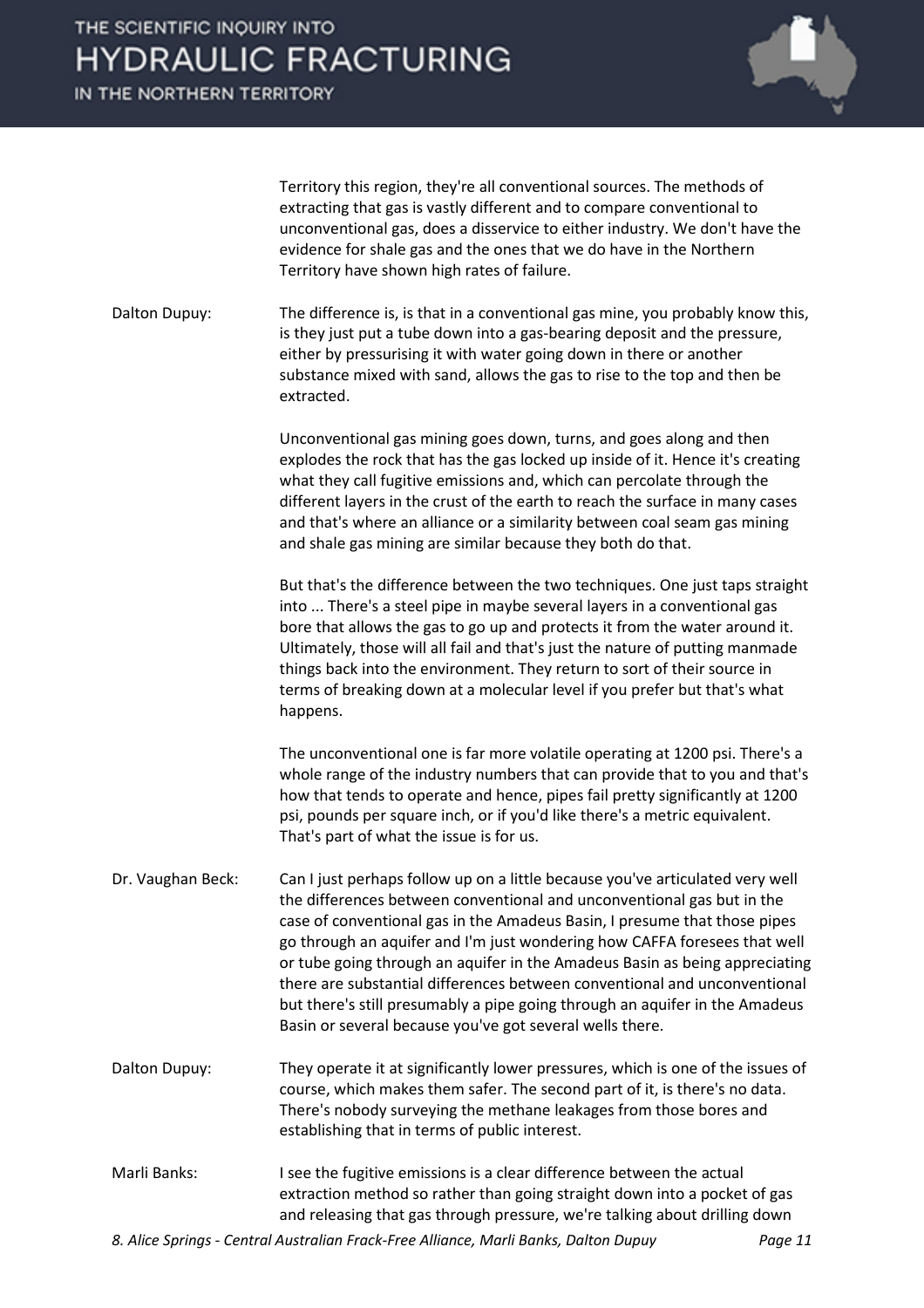Territory this region, they're all conventional sources. The methods of extracting that gas is vastly different and to compare conventional to unconventional gas, does a disservice to either industry. We don't have the evidence for shale gas and the ones that we do have in the Northern Territory have shown high rates of failure.

Dalton Dupuy: The difference is, is that in a conventional gas mine, you probably know this, is they just put a tube down into a gas-bearing deposit and the pressure, either by pressurising it with water going down in there or another substance mixed with sand, allows the gas to rise to the top and then be extracted.

Unconventional gas mining goes down, turns, and goes along and then explodes the rock that has the gas locked up inside of it. Hence it's creating what they call fugitive emissions and, which can percolate through the different layers in the crust of the earth to reach the surface in many cases and that's where an alliance or a similarity between coal seam gas mining and shale gas mining are similar because they both do that.

But that's the difference between the two techniques. One just taps straight into ... There's a steel pipe in maybe several layers in a conventional gas bore that allows the gas to go up and protects it from the water around it. Ultimately, those will all fail and that's just the nature of putting manmade things back into the environment. They return to sort of their source in terms of breaking down at a molecular level if you prefer but that's what happens.

The unconventional one is far more volatile operating at 1200 psi. There's a whole range of the industry numbers that can provide that to you and that's how that tends to operate and hence, pipes fail pretty significantly at 1200 psi, pounds per square inch, or if you'd like there's a metric equivalent. That's part of what the issue is for us.

Dr. Vaughan Beck: Can I just perhaps follow up on a little because you've articulated very well the differences between conventional and unconventional gas but in the case of conventional gas in the Amadeus Basin, I presume that those pipes go through an aquifer and I'm just wondering how CAFFA foresees that well or tube going through an aquifer in the Amadeus Basin as being appreciating there are substantial differences between conventional and unconventional but there's still presumably a pipe going through an aquifer in the Amadeus Basin or several because you've got several wells there.

Dalton Dupuy: They operate it at significantly lower pressures, which is one of the issues of course, which makes them safer. The second part of it, is there's no data. There's nobody surveying the methane leakages from those bores and establishing that in terms of public interest.

Marli Banks: I see the fugitive emissions is a clear difference between the actual extraction method so rather than going straight down into a pocket of gas and releasing that gas through pressure, we're talking about drilling down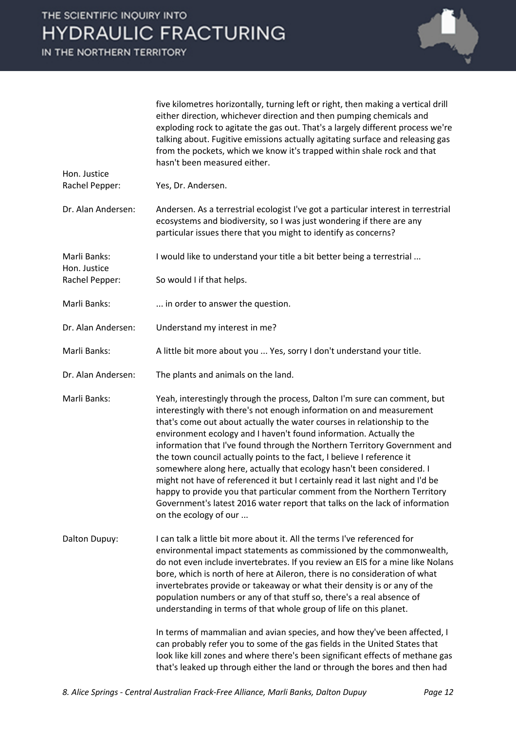five kilometres horizontally, turning left or right, then making a vertical drill either direction, whichever direction and then pumping chemicals and exploding rock to agitate the gas out. That's a largely different process we're talking about. Fugitive emissions actually agitating surface and releasing gas from the pockets, which we know it's trapped within shale rock and that hasn't been measured either.

**Hon. Justice Rachel Pepper:** Yes, Dr. Andersen.

**Dr. Alan Andersen:** Andersen. As a terrestrial ecologist I've got a particular interest in terrestrial ecosystems and biodiversity, so I was just wondering if there are any particular issues there that you might to identify as concerns?

**Marli Banks:** I would like to understand your title a bit better being a terrestrial ...

**Hon. Justice Rachel Pepper:** So would I if that helps.

**Marli Banks:** ... in order to answer the question.

**Dr. Alan Andersen:** Understand my interest in me?

**Marli Banks:** A little bit more about you ... Yes, sorry I don't understand your title.

**Dr. Alan Andersen:** The plants and animals on the land.

**Marli Banks:** Yeah, interestingly through the process, Dalton I'm sure can comment, but interestingly with there's not enough information on and measurement that's come out about actually the water courses in relationship to the environment ecology and I haven't found information. Actually the information that I've found through the Northern Territory Government and the town council actually points to the fact, I believe I reference it somewhere along here, actually that ecology hasn't been considered. I might not have of referenced it but I certainly read it last night and I'd be happy to provide you that particular comment from the Northern Territory Government's latest 2016 water report that talks on the lack of information on the ecology of our ...

**Dalton Dupuy:** I can talk a little bit more about it. All the terms I've referenced for environmental impact statements as commissioned by the commonwealth, do not even include invertebrates. If you review an EIS for a mine like Nolans bore, which is north of here at Aileron, there is no consideration of what invertebrates provide or takeaway or what their density is or any of the population numbers or any of that stuff so, there's a real absence of understanding in terms of that whole group of life on this planet.

In terms of mammalian and avian species, and how they've been affected, I can probably refer you to some of the gas fields in the United States that look like kill zones and where there's been significant effects of methane gas that's leaked up through either the land or through the bores and then had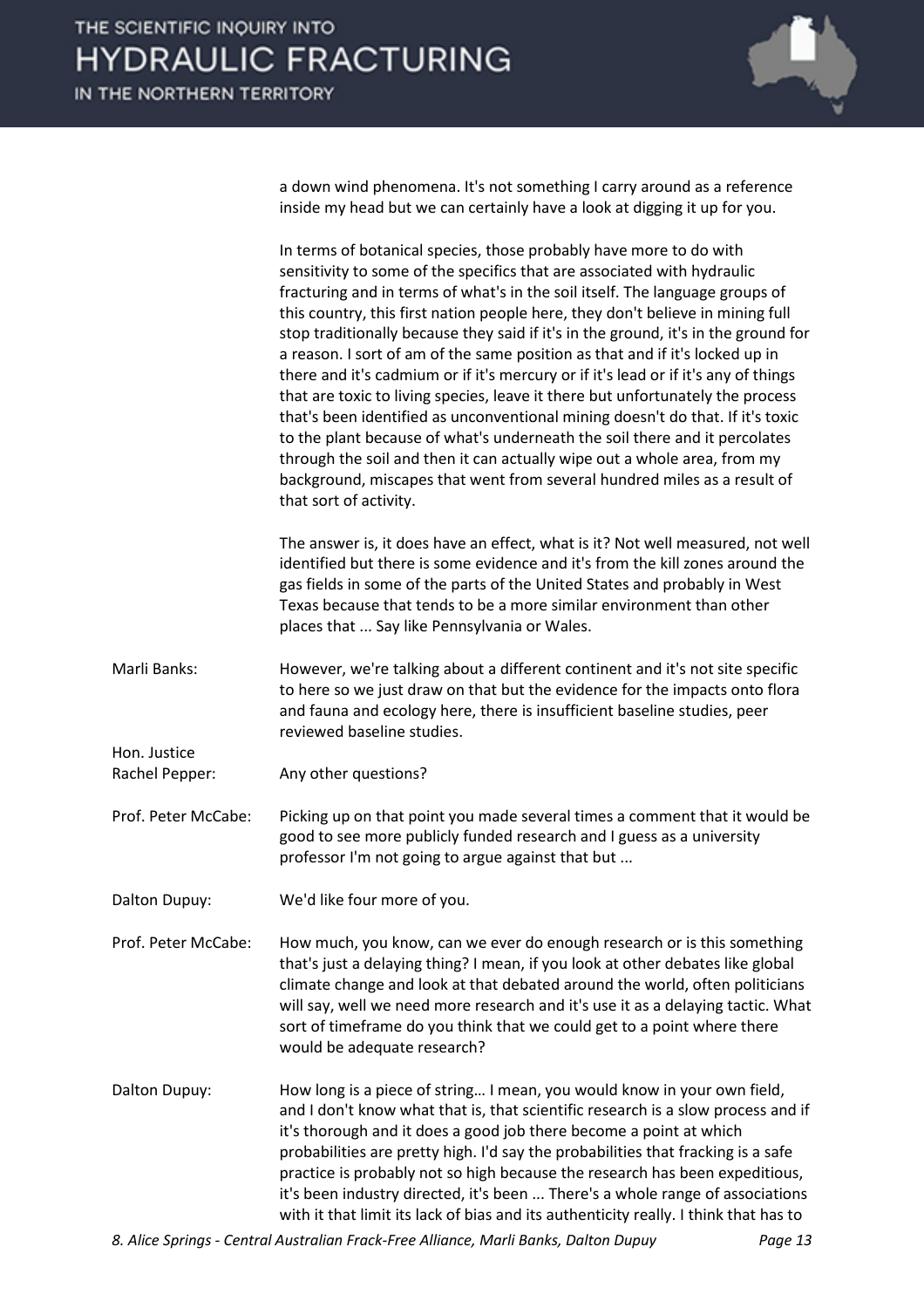a down wind phenomena. It's not something I carry around as a reference inside my head but we can certainly have a look at digging it up for you.

In terms of botanical species, those probably have more to do with sensitivity to some of the specifics that are associated with hydraulic fracturing and in terms of what's in the soil itself. The language groups of this country, this first nation people here, they don't believe in mining full stop traditionally because they said if it's in the ground, it's in the ground for a reason. I sort of am of the same position as that and if it's locked up in there and it's cadmium or if it's mercury or if it's lead or if it's any of things that are toxic to living species, leave it there but unfortunately the process that's been identified as unconventional mining doesn't do that. If it's toxic to the plant because of what's underneath the soil there and it percolates through the soil and then it can actually wipe out a whole area, from my background, miscapes that went from several hundred miles as a result of that sort of activity.

The answer is, it does have an effect, what is it? Not well measured, not well identified but there is some evidence and it's from the kill zones around the gas fields in some of the parts of the United States and probably in West Texas because that tends to be a more similar environment than other places that ... Say like Pennsylvania or Wales.

**Marli Banks:** However, we're talking about a different continent and it's not site specific to here so we just draw on that but the evidence for the impacts onto flora and fauna and ecology here, there is insufficient baseline studies, peer reviewed baseline studies.

**Hon. Justice Rachel Pepper:** Any other questions?

**Prof. Peter McCabe:** Picking up on that point you made several times a comment that it would be good to see more publicly funded research and I guess as a university professor I'm not going to argue against that but ...

**Dalton Dupuy:** We'd like four more of you.

**Prof. Peter McCabe:** How much, you know, can we ever do enough research or is this something that's just a delaying thing? I mean, if you look at other debates like global climate change and look at that debated around the world, often politicians will say, well we need more research and it's use it as a delaying tactic. What sort of timeframe do you think that we could get to a point where there would be adequate research?

**Dalton Dupuy:** How long is a piece of string… I mean, you would know in your own field, and I don't know what that is, that scientific research is a slow process and if it's thorough and it does a good job there become a point at which probabilities are pretty high. I'd say the probabilities that fracking is a safe practice is probably not so high because the research has been expeditious, it's been industry directed, it's been ... There's a whole range of associations with it that limit its lack of bias and its authenticity really. I think that has to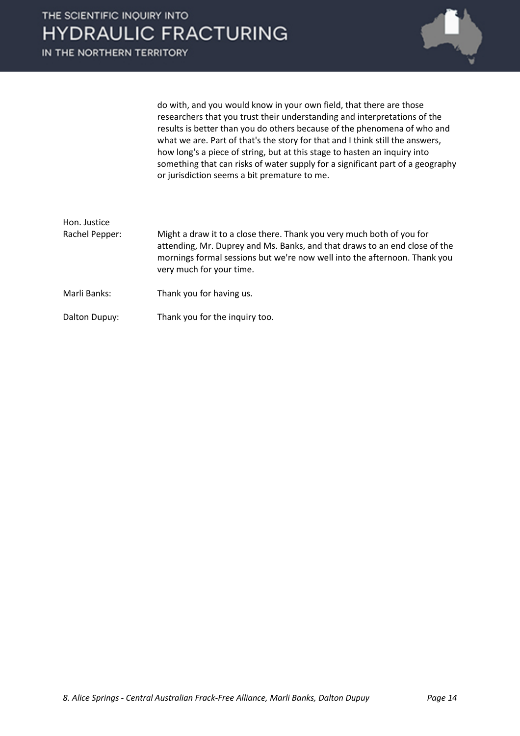do with, and you would know in your own field, that there are those researchers that you trust their understanding and interpretations of the results is better than you do others because of the phenomena of who and what we are. Part of that's the story for that and I think still the answers, how long's a piece of string, but at this stage to hasten an inquiry into something that can risks of water supply for a significant part of a geography or jurisdiction seems a bit premature to me.

Hon. Justice Rachel Pepper: Might a draw it to a close there. Thank you very much both of you for attending, Mr. Duprey and Ms. Banks, and that draws to an end close of the mornings formal sessions but we're now well into the afternoon. Thank you very much for your time.

Marli Banks: Thank you for having us.

Dalton Dupuy: Thank you for the inquiry too.